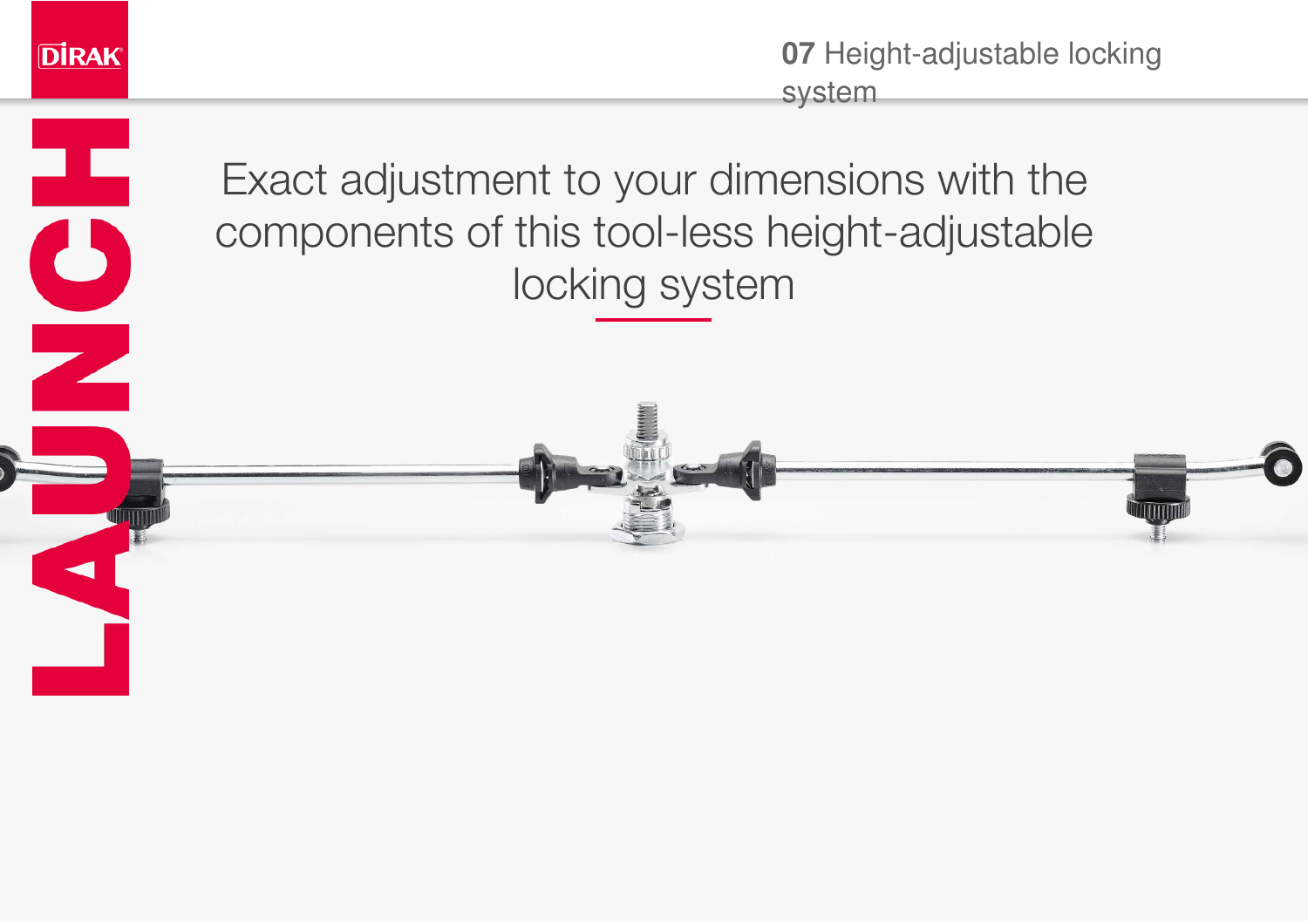LAUNCH

# 07 Height-adjustable locking system

Exact adjustment to your dimensions with the components of this tool-less height-adjustable locking system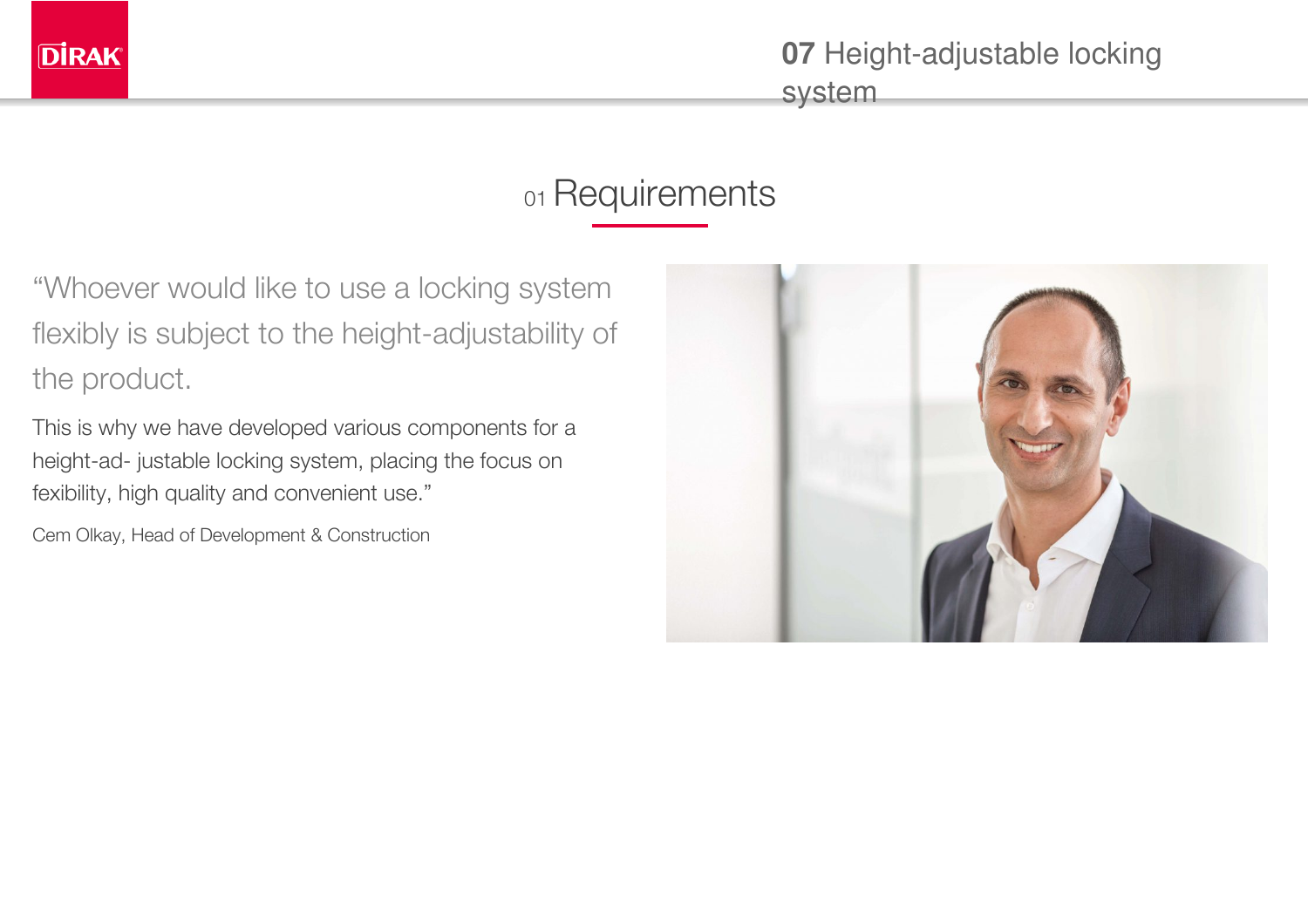## 01 Requirements

“Whoever would like to use a locking system flexibly is subject to the height-adjustability of the product.

This is why we have developed various components for a height-ad- justable locking system, placing the focus on fexibility, high quality and convenient use.”

Cem Olkay, Head of Development & Construction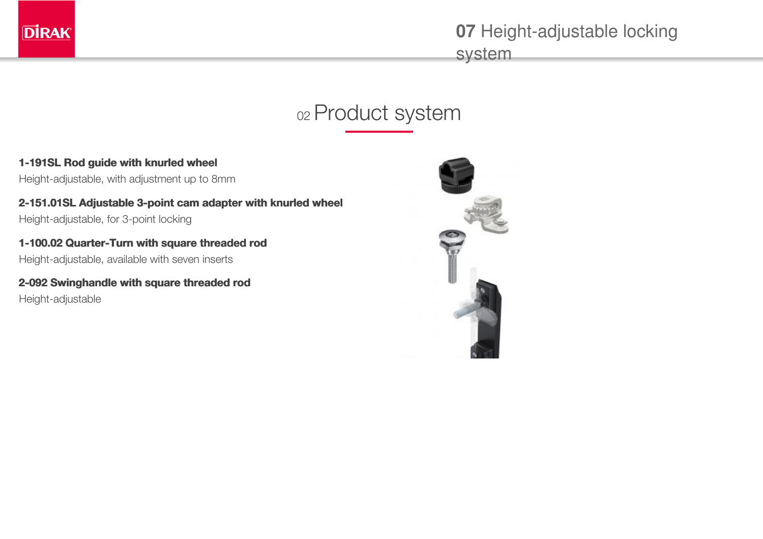## 02 Product system

**1-191SL Rod guide with knurled wheel**
Height-adjustable, with adjustment up to 8mm

**2-151.01SL Adjustable 3-point cam adapter with knurled wheel**
Height-adjustable, for 3-point locking

**1-100.02 Quarter-Turn with square threaded rod**
Height-adjustable, available with seven inserts

**2-092 Swinghandle with square threaded rod**
Height-adjustable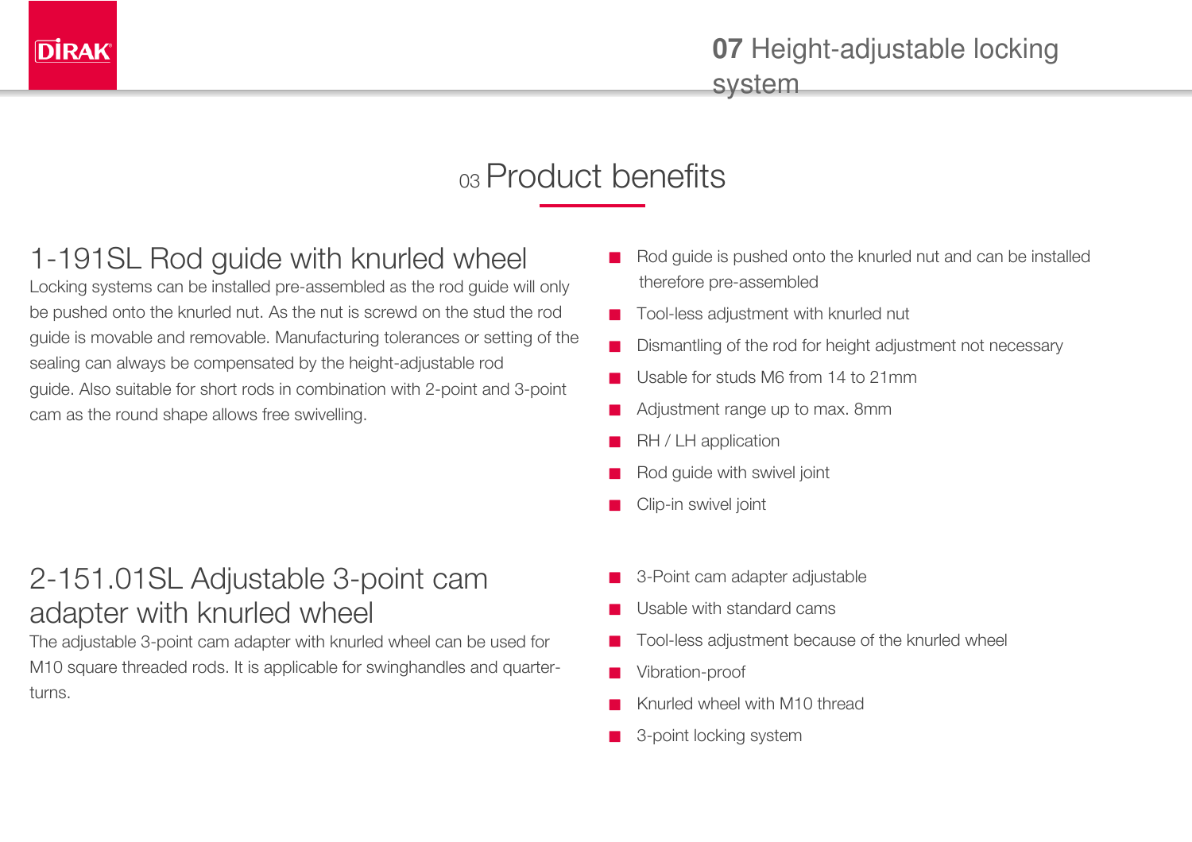## 03 Product benefits

### 1-191SL Rod guide with knurled wheel

Locking systems can be installed pre-assembled as the rod guide will only be pushed onto the knurled nut. As the nut is screwd on the stud the rod guide is movable and removable. Manufacturing tolerances or setting of the sealing can always be compensated by the height-adjustable rod guide. Also suitable for short rods in combination with 2-point and 3-point cam as the round shape allows free swivelling.

- Rod guide is pushed onto the knurled nut and can be installed therefore pre-assembled
- Tool-less adjustment with knurled nut
- Dismantling of the rod for height adjustment not necessary
- Usable for studs M6 from 14 to 21mm
- Adjustment range up to max. 8mm
- RH / LH application
- Rod guide with swivel joint
- Clip-in swivel joint

### 2-151.01SL Adjustable 3-point cam adapter with knurled wheel

The adjustable 3-point cam adapter with knurled wheel can be used for M10 square threaded rods. It is applicable for swinghandles and quarter-turns.

- 3-Point cam adapter adjustable
- Usable with standard cams
- Tool-less adjustment because of the knurled wheel
- Vibration-proof
- Knurled wheel with M10 thread
- 3-point locking system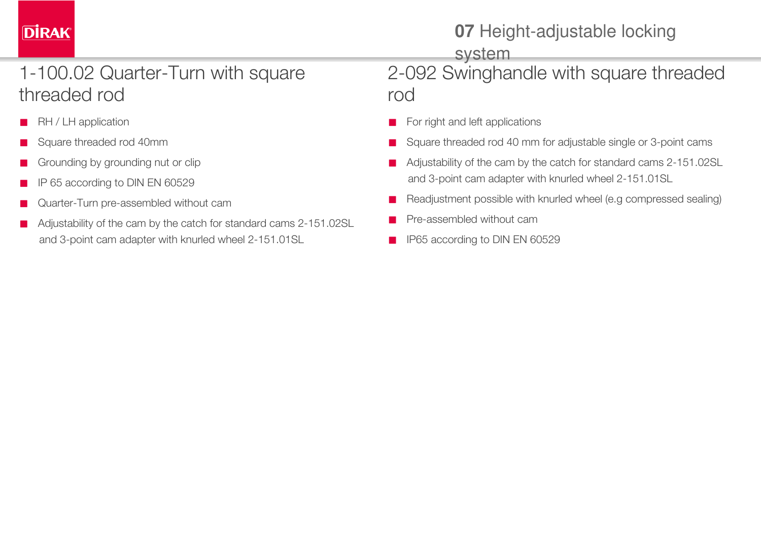## 1-100.02 Quarter-Turn with square threaded rod

- RH / LH application
- Square threaded rod 40mm
- Grounding by grounding nut or clip
- IP 65 according to DIN EN 60529
- Quarter-Turn pre-assembled without cam
- Adjustability of the cam by the catch for standard cams 2-151.02SL and 3-point cam adapter with knurled wheel 2-151.01SL

## 2-092 Swinghandle with square threaded rod

- For right and left applications
- Square threaded rod 40 mm for adjustable single or 3-point cams
- Adjustability of the cam by the catch for standard cams 2-151.02SL and 3-point cam adapter with knurled wheel 2-151.01SL
- Readjustment possible with knurled wheel (e.g compressed sealing)
- Pre-assembled without cam
- IP65 according to DIN EN 60529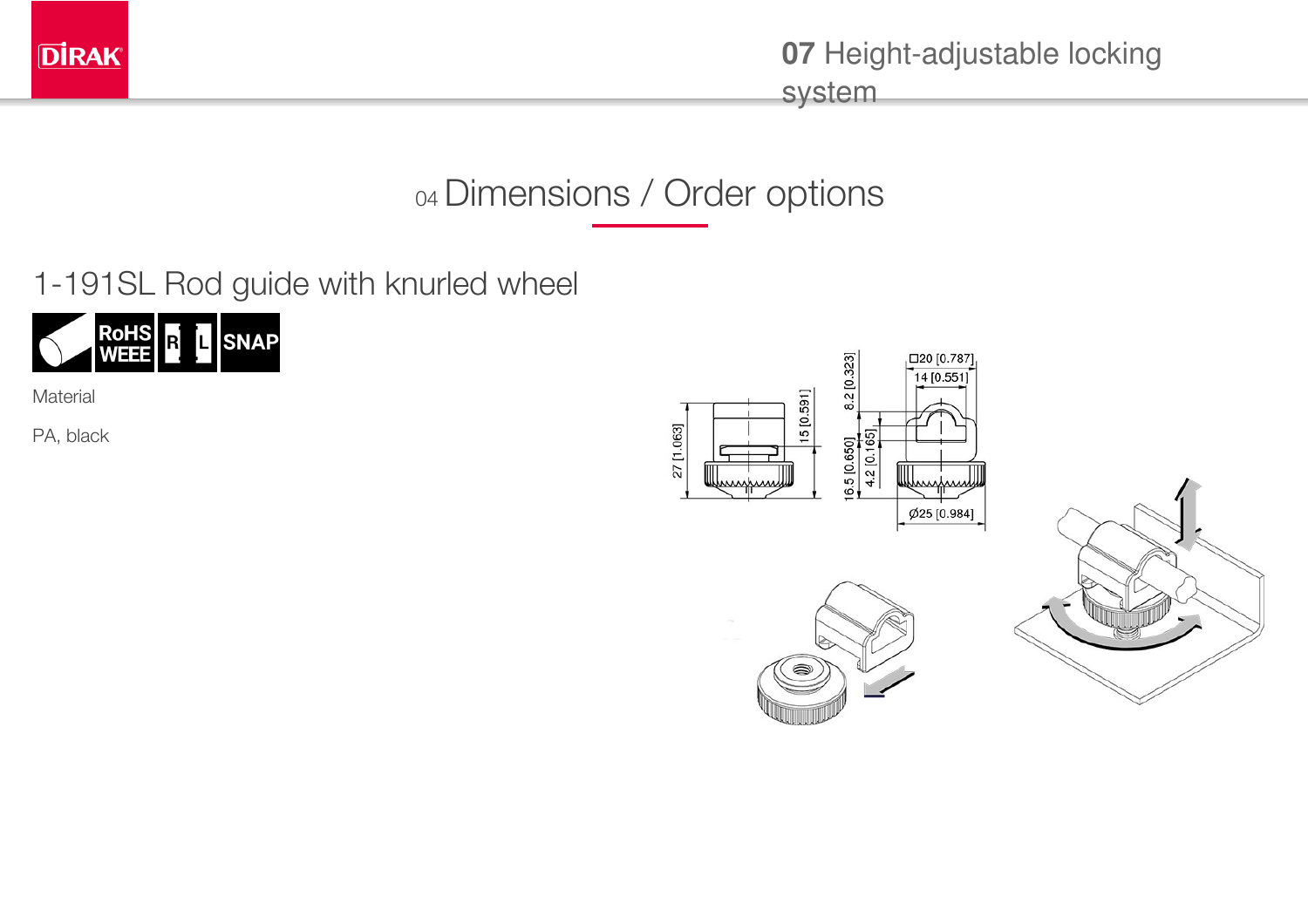## 04 Dimensions / Order options

### 1-191SL Rod guide with knurled wheel

RoHS WEEE | R | L | SNAP

Material

PA, black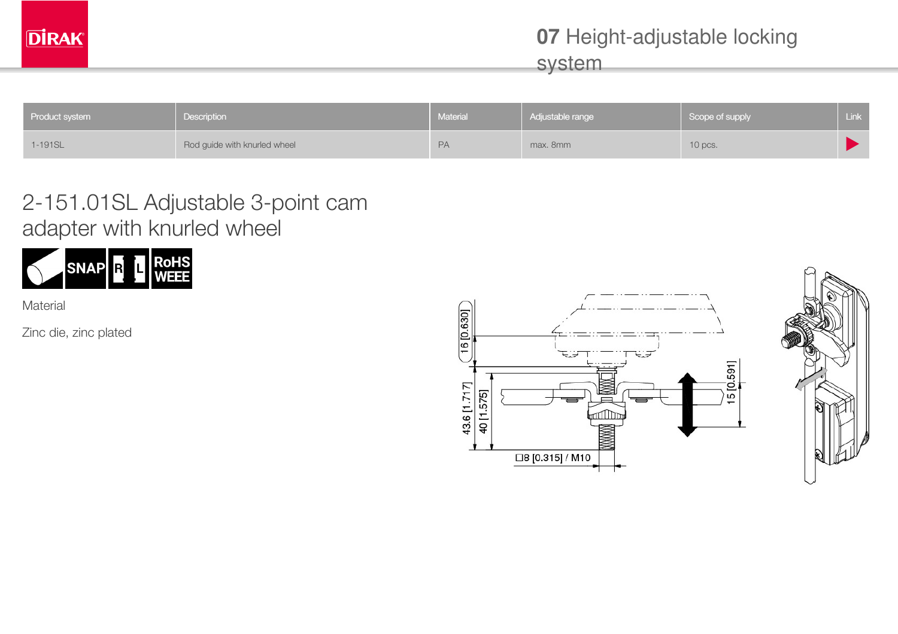| Product system | Description | Material | Adjustable range | Scope of supply | Link |
|---|---|---|---|---|---|
| 1-191SL | Rod guide with knurled wheel | PA | max. 8mm | 10 pcs. | ▶ |

## 2-151.01SL Adjustable 3-point cam adapter with knurled wheel

SNAP R L RoHS WEEE

Material

Zinc die, zinc plated

16 [0.630]

43.6 [1.717]

40 [1.575]

15 [0.591]

□8 [0.315] / M10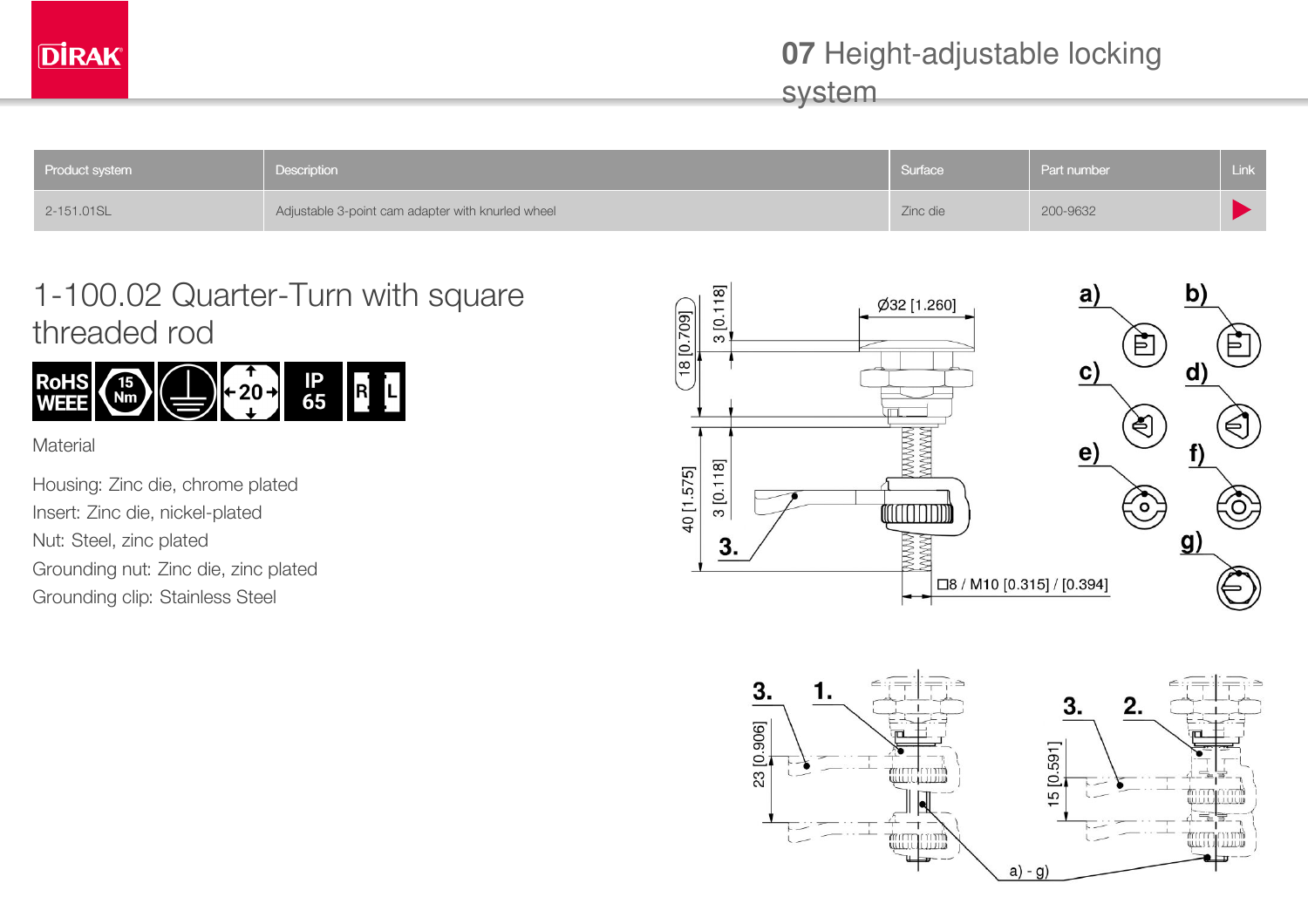# 07 Height-adjustable locking system

| Product system | Description | Surface | Part number | Link |
|---|---|---|---|---|
| 2-151.01SL | Adjustable 3-point cam adapter with knurled wheel | Zinc die | 200-9632 | ▶ |

## 1-100.02 Quarter-Turn with square threaded rod

RoHS WEEE | 15 Nm | IP 65 | R L

Material

Housing: Zinc die, chrome plated
Insert: Zinc die, nickel-plated
Nut: Steel, zinc plated
Grounding nut: Zinc die, zinc plated
Grounding clip: Stainless Steel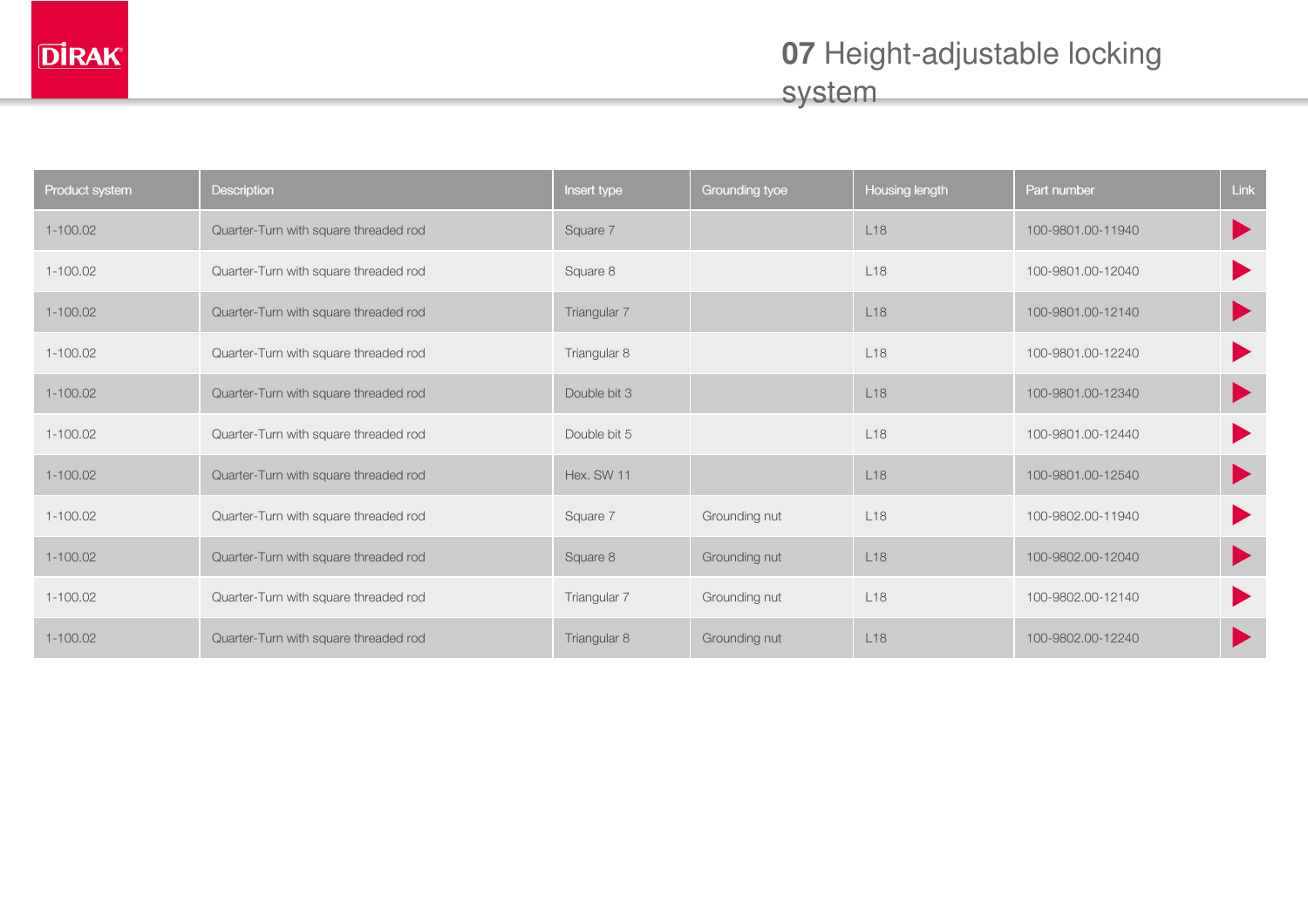# 07 Height-adjustable locking system

| Product system | Description | Insert type | Grounding tyoe | Housing length | Part number | Link |
|---|---|---|---|---|---|---|
| 1-100.02 | Quarter-Turn with square threaded rod | Square 7 | | L18 | 100-9801.00-11940 | ▶ |
| 1-100.02 | Quarter-Turn with square threaded rod | Square 8 | | L18 | 100-9801.00-12040 | ▶ |
| 1-100.02 | Quarter-Turn with square threaded rod | Triangular 7 | | L18 | 100-9801.00-12140 | ▶ |
| 1-100.02 | Quarter-Turn with square threaded rod | Triangular 8 | | L18 | 100-9801.00-12240 | ▶ |
| 1-100.02 | Quarter-Turn with square threaded rod | Double bit 3 | | L18 | 100-9801.00-12340 | ▶ |
| 1-100.02 | Quarter-Turn with square threaded rod | Double bit 5 | | L18 | 100-9801.00-12440 | ▶ |
| 1-100.02 | Quarter-Turn with square threaded rod | Hex. SW 11 | | L18 | 100-9801.00-12540 | ▶ |
| 1-100.02 | Quarter-Turn with square threaded rod | Square 7 | Grounding nut | L18 | 100-9802.00-11940 | ▶ |
| 1-100.02 | Quarter-Turn with square threaded rod | Square 8 | Grounding nut | L18 | 100-9802.00-12040 | ▶ |
| 1-100.02 | Quarter-Turn with square threaded rod | Triangular 7 | Grounding nut | L18 | 100-9802.00-12140 | ▶ |
| 1-100.02 | Quarter-Turn with square threaded rod | Triangular 8 | Grounding nut | L18 | 100-9802.00-12240 | ▶ |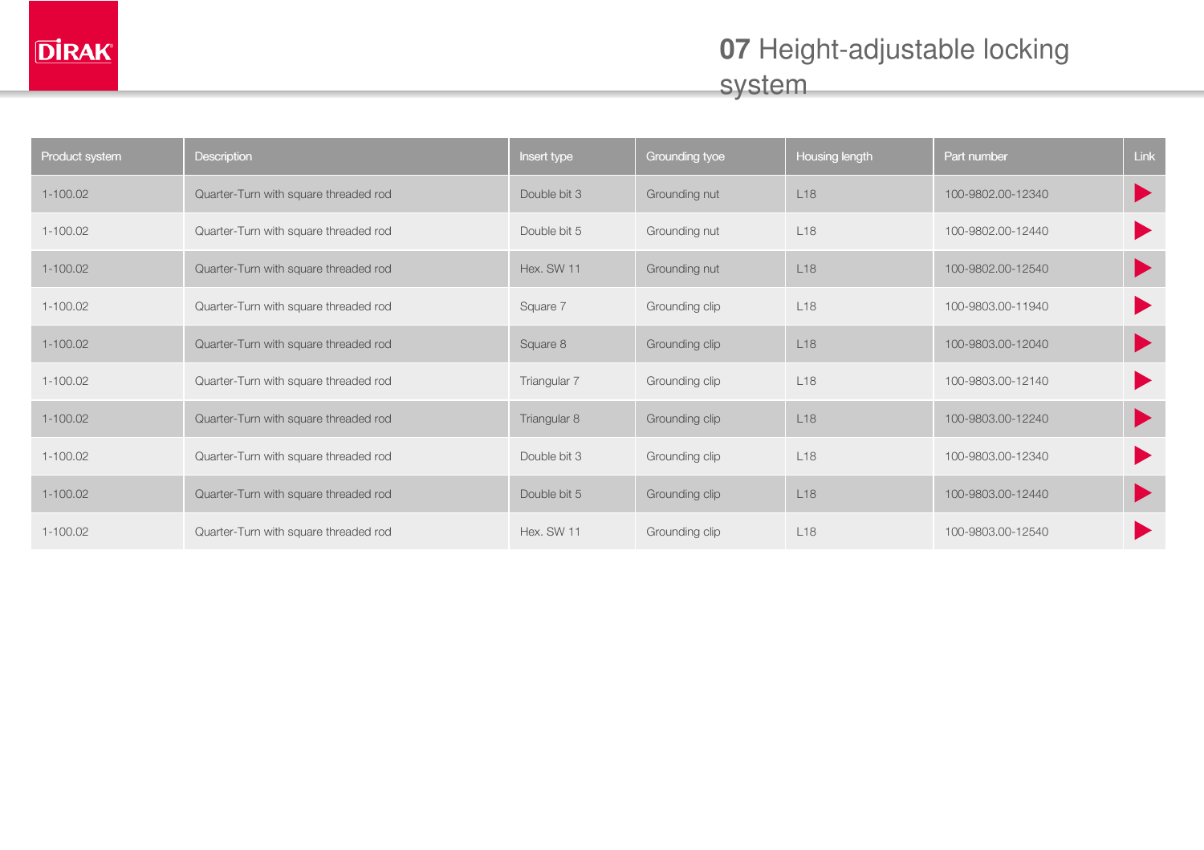# **07** Height-adjustable locking system

| Product system | Description | Insert type | Grounding tyoe | Housing length | Part number | Link |
|---|---|---|---|---|---|---|
| 1-100.02 | Quarter-Turn with square threaded rod | Double bit 3 | Grounding nut | L18 | 100-9802.00-12340 | ▶ |
| 1-100.02 | Quarter-Turn with square threaded rod | Double bit 5 | Grounding nut | L18 | 100-9802.00-12440 | ▶ |
| 1-100.02 | Quarter-Turn with square threaded rod | Hex. SW 11 | Grounding nut | L18 | 100-9802.00-12540 | ▶ |
| 1-100.02 | Quarter-Turn with square threaded rod | Square 7 | Grounding clip | L18 | 100-9803.00-11940 | ▶ |
| 1-100.02 | Quarter-Turn with square threaded rod | Square 8 | Grounding clip | L18 | 100-9803.00-12040 | ▶ |
| 1-100.02 | Quarter-Turn with square threaded rod | Triangular 7 | Grounding clip | L18 | 100-9803.00-12140 | ▶ |
| 1-100.02 | Quarter-Turn with square threaded rod | Triangular 8 | Grounding clip | L18 | 100-9803.00-12240 | ▶ |
| 1-100.02 | Quarter-Turn with square threaded rod | Double bit 3 | Grounding clip | L18 | 100-9803.00-12340 | ▶ |
| 1-100.02 | Quarter-Turn with square threaded rod | Double bit 5 | Grounding clip | L18 | 100-9803.00-12440 | ▶ |
| 1-100.02 | Quarter-Turn with square threaded rod | Hex. SW 11 | Grounding clip | L18 | 100-9803.00-12540 | ▶ |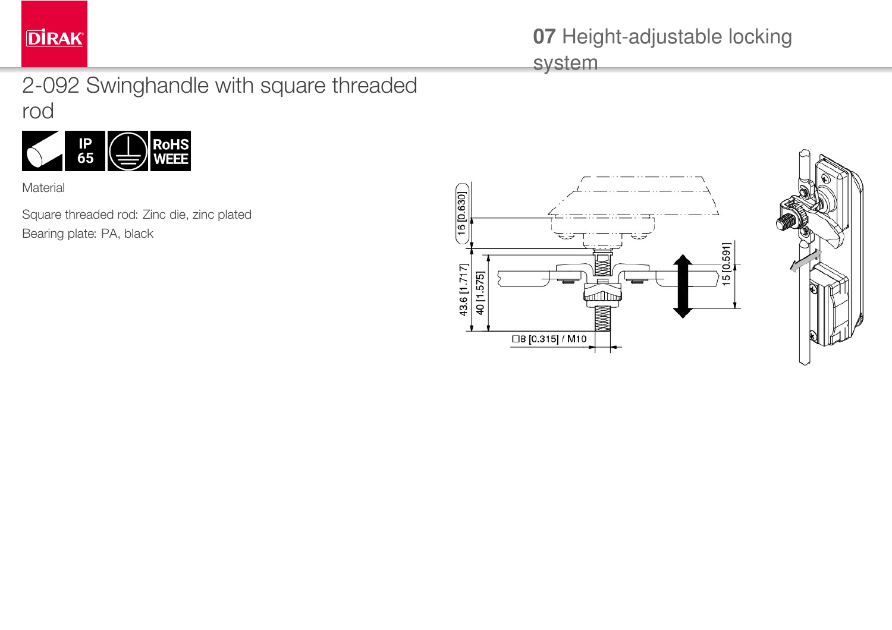# 2-092 Swinghandle with square threaded rod

IP 65

RoHS WEEE

Material

Square threaded rod: Zinc die, zinc plated
Bearing plate: PA, black

16 [0.630]

43.6 [1.717]

40 [1.575]

15 [0.591]

□8 [0.315] / M10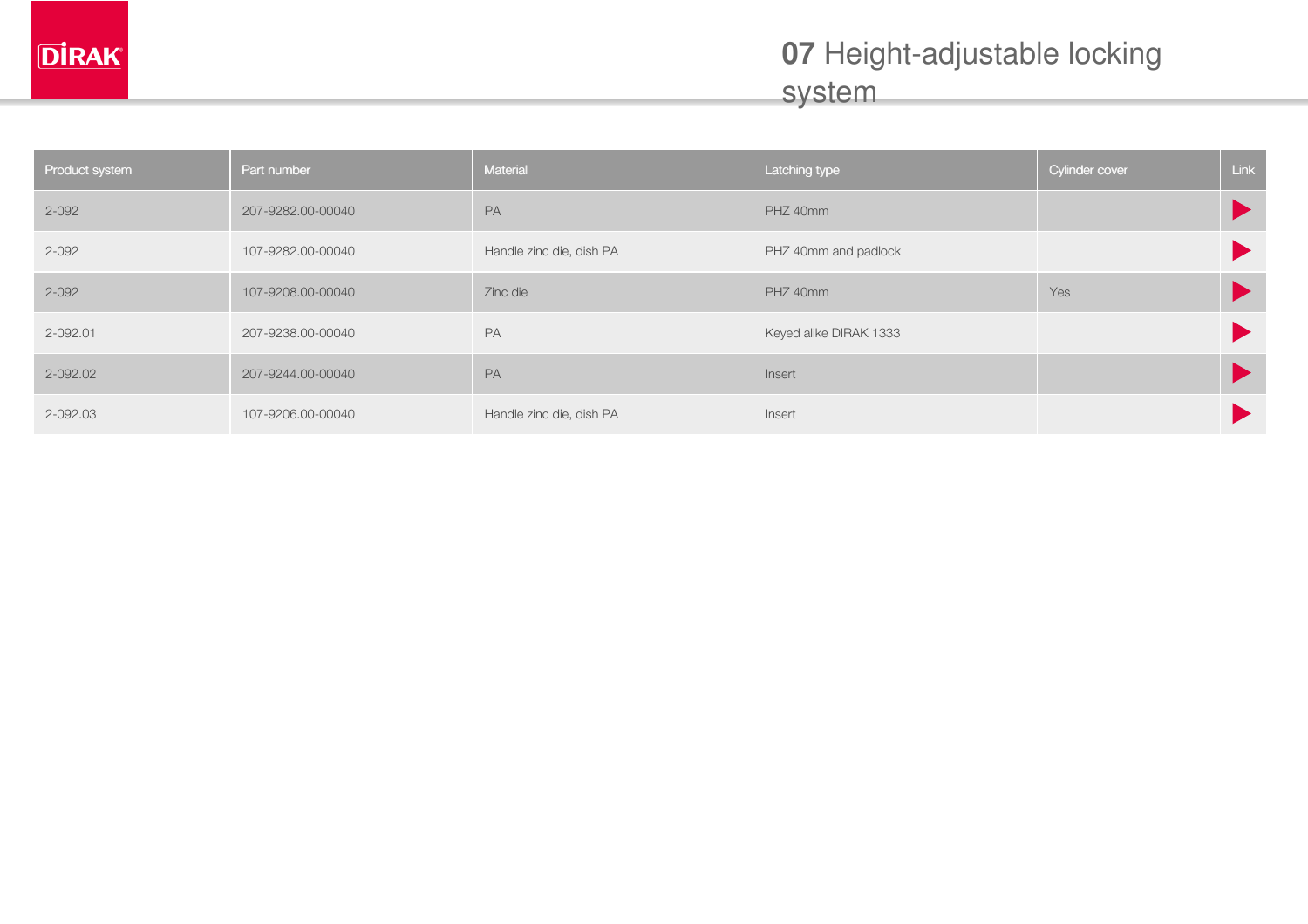# **07** Height-adjustable locking system

| Product system | Part number | Material | Latching type | Cylinder cover | Link |
|---|---|---|---|---|---|
| 2-092 | 207-9282.00-00040 | PA | PHZ 40mm | | ▶ |
| 2-092 | 107-9282.00-00040 | Handle zinc die, dish PA | PHZ 40mm and padlock | | ▶ |
| 2-092 | 107-9208.00-00040 | Zinc die | PHZ 40mm | Yes | ▶ |
| 2-092.01 | 207-9238.00-00040 | PA | Keyed alike DIRAK 1333 | | ▶ |
| 2-092.02 | 207-9244.00-00040 | PA | Insert | | ▶ |
| 2-092.03 | 107-9206.00-00040 | Handle zinc die, dish PA | Insert | | ▶ |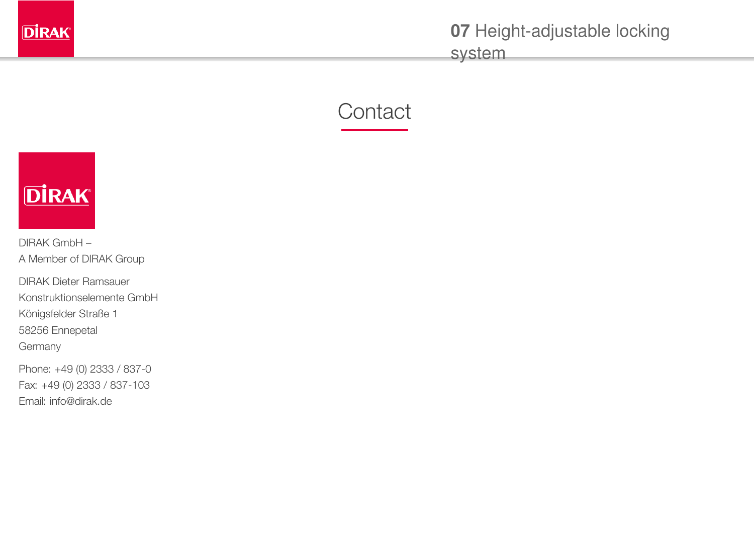# Contact

DIRAK GmbH –
A Member of DIRAK Group

DIRAK Dieter Ramsauer
Konstruktionselemente GmbH
Königsfelder Straße 1
58256 Ennepetal
Germany

Phone: +49 (0) 2333 / 837-0
Fax: +49 (0) 2333 / 837-103
Email: info@dirak.de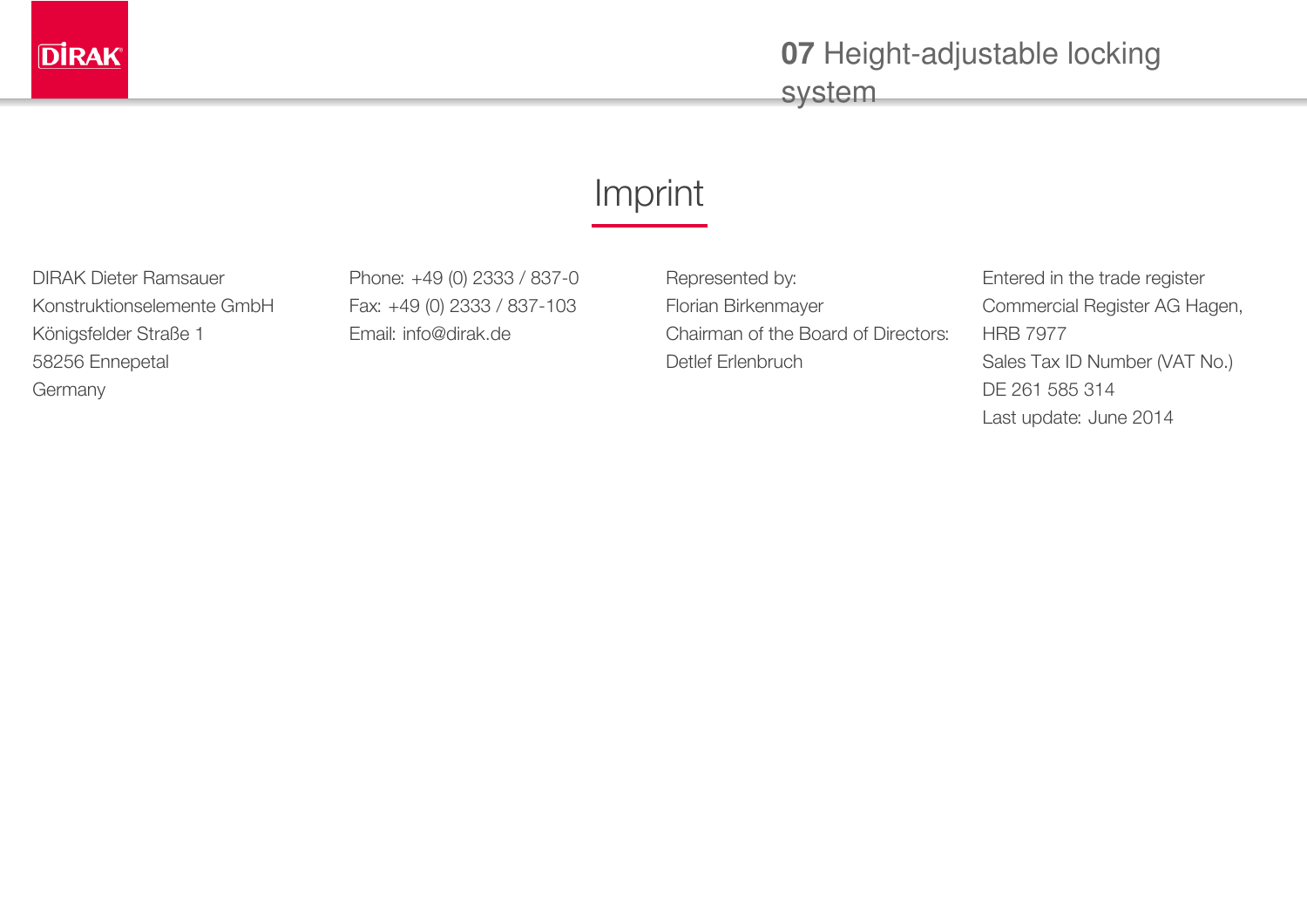# Imprint

DIRAK Dieter Ramsauer
Konstruktionselemente GmbH
Königsfelder Straße 1
58256 Ennepetal
Germany

Phone: +49 (0) 2333 / 837-0
Fax: +49 (0) 2333 / 837-103
Email: info@dirak.de

Represented by:
Florian Birkenmayer
Chairman of the Board of Directors:
Detlef Erlenbruch

Entered in the trade register
Commercial Register AG Hagen,
HRB 7977
Sales Tax ID Number (VAT No.)
DE 261 585 314
Last update: June 2014